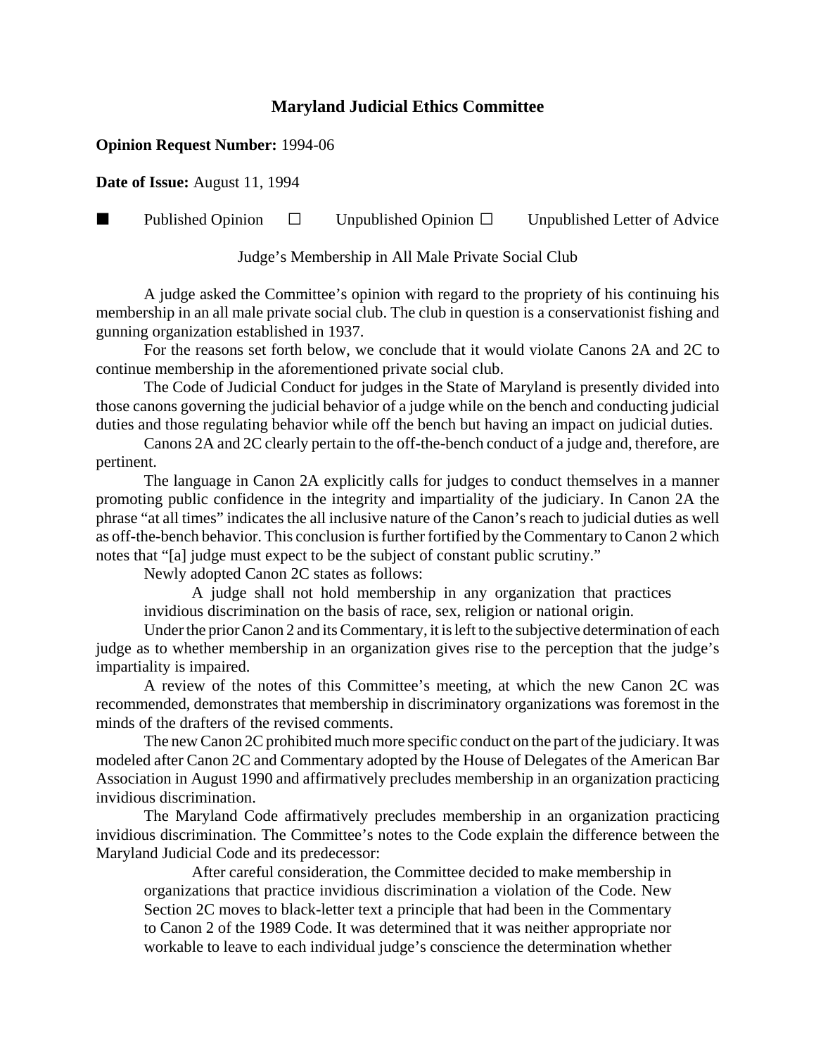# Maryland Judicial Ethics Committee

**Opinion Request Number:** 1994-06

**Date of Issue:** August 11, 1994

■ Published Opinion ☐ Unpublished Opinion ☐ Unpublished Letter of Advice

Judge's Membership in All Male Private Social Club

A judge asked the Committee's opinion with regard to the propriety of his continuing his membership in an all male private social club. The club in question is a conservationist fishing and gunning organization established in 1937.

For the reasons set forth below, we conclude that it would violate Canons 2A and 2C to continue membership in the aforementioned private social club.

The Code of Judicial Conduct for judges in the State of Maryland is presently divided into those canons governing the judicial behavior of a judge while on the bench and conducting judicial duties and those regulating behavior while off the bench but having an impact on judicial duties.

Canons 2A and 2C clearly pertain to the off-the-bench conduct of a judge and, therefore, are pertinent.

The language in Canon 2A explicitly calls for judges to conduct themselves in a manner promoting public confidence in the integrity and impartiality of the judiciary. In Canon 2A the phrase "at all times" indicates the all inclusive nature of the Canon's reach to judicial duties as well as off-the-bench behavior. This conclusion is further fortified by the Commentary to Canon 2 which notes that "[a] judge must expect to be the subject of constant public scrutiny."

Newly adopted Canon 2C states as follows:

> A judge shall not hold membership in any organization that practices invidious discrimination on the basis of race, sex, religion or national origin.

Under the prior Canon 2 and its Commentary, it is left to the subjective determination of each judge as to whether membership in an organization gives rise to the perception that the judge's impartiality is impaired.

A review of the notes of this Committee's meeting, at which the new Canon 2C was recommended, demonstrates that membership in discriminatory organizations was foremost in the minds of the drafters of the revised comments.

The new Canon 2C prohibited much more specific conduct on the part of the judiciary. It was modeled after Canon 2C and Commentary adopted by the House of Delegates of the American Bar Association in August 1990 and affirmatively precludes membership in an organization practicing invidious discrimination.

The Maryland Code affirmatively precludes membership in an organization practicing invidious discrimination. The Committee's notes to the Code explain the difference between the Maryland Judicial Code and its predecessor:

> After careful consideration, the Committee decided to make membership in organizations that practice invidious discrimination a violation of the Code. New Section 2C moves to black-letter text a principle that had been in the Commentary to Canon 2 of the 1989 Code. It was determined that it was neither appropriate nor workable to leave to each individual judge's conscience the determination whether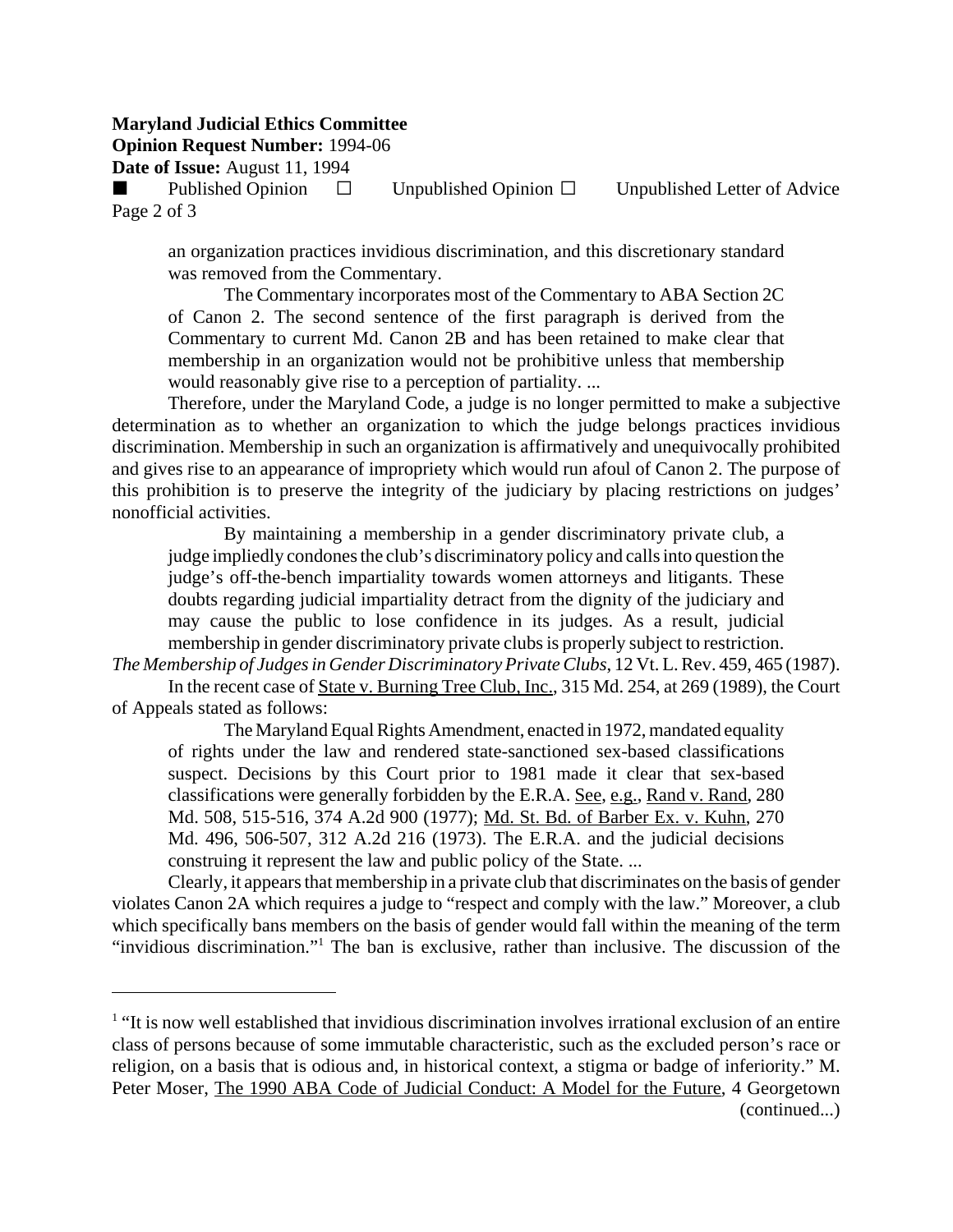> an organization practices invidious discrimination, and this discretionary standard was removed from the Commentary.
>
> The Commentary incorporates most of the Commentary to ABA Section 2C of Canon 2. The second sentence of the first paragraph is derived from the Commentary to current Md. Canon 2B and has been retained to make clear that membership in an organization would not be prohibitive unless that membership would reasonably give rise to a perception of partiality. ...

Therefore, under the Maryland Code, a judge is no longer permitted to make a subjective determination as to whether an organization to which the judge belongs practices invidious discrimination. Membership in such an organization is affirmatively and unequivocally prohibited and gives rise to an appearance of impropriety which would run afoul of Canon 2. The purpose of this prohibition is to preserve the integrity of the judiciary by placing restrictions on judges' nonofficial activities.

> By maintaining a membership in a gender discriminatory private club, a judge impliedly condones the club's discriminatory policy and calls into question the judge's off-the-bench impartiality towards women attorneys and litigants. These doubts regarding judicial impartiality detract from the dignity of the judiciary and may cause the public to lose confidence in its judges. As a result, judicial membership in gender discriminatory private clubs is properly subject to restriction.

*The Membership of Judges in Gender Discriminatory Private Clubs*, 12 Vt. L. Rev. 459, 465 (1987).

In the recent case of State v. Burning Tree Club, Inc., 315 Md. 254, at 269 (1989), the Court of Appeals stated as follows:

> The Maryland Equal Rights Amendment, enacted in 1972, mandated equality of rights under the law and rendered state-sanctioned sex-based classifications suspect. Decisions by this Court prior to 1981 made it clear that sex-based classifications were generally forbidden by the E.R.A. See, e.g., Rand v. Rand, 280 Md. 508, 515-516, 374 A.2d 900 (1977); Md. St. Bd. of Barber Ex. v. Kuhn, 270 Md. 496, 506-507, 312 A.2d 216 (1973). The E.R.A. and the judicial decisions construing it represent the law and public policy of the State. ...

Clearly, it appears that membership in a private club that discriminates on the basis of gender violates Canon 2A which requires a judge to "respect and comply with the law." Moreover, a club which specifically bans members on the basis of gender would fall within the meaning of the term "invidious discrimination."[1] The ban is exclusive, rather than inclusive. The discussion of the

---

[1] "It is now well established that invidious discrimination involves irrational exclusion of an entire class of persons because of some immutable characteristic, such as the excluded person's race or religion, on a basis that is odious and, in historical context, a stigma or badge of inferiority." M. Peter Moser, The 1990 ABA Code of Judicial Conduct: A Model for the Future, 4 Georgetown (continued...)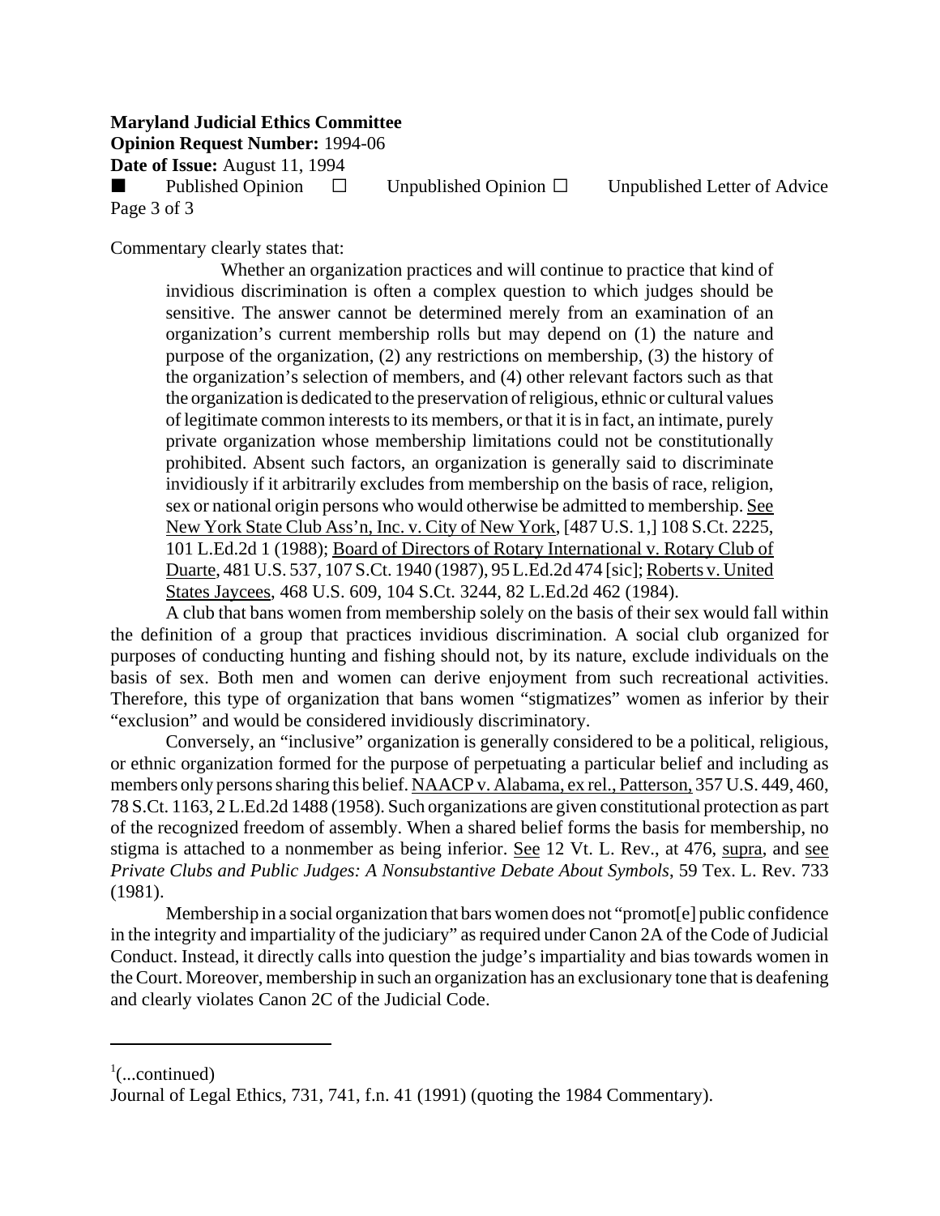Commentary clearly states that:

> Whether an organization practices and will continue to practice that kind of invidious discrimination is often a complex question to which judges should be sensitive. The answer cannot be determined merely from an examination of an organization's current membership rolls but may depend on (1) the nature and purpose of the organization, (2) any restrictions on membership, (3) the history of the organization's selection of members, and (4) other relevant factors such as that the organization is dedicated to the preservation of religious, ethnic or cultural values of legitimate common interests to its members, or that it is in fact, an intimate, purely private organization whose membership limitations could not be constitutionally prohibited. Absent such factors, an organization is generally said to discriminate invidiously if it arbitrarily excludes from membership on the basis of race, religion, sex or national origin persons who would otherwise be admitted to membership. See New York State Club Ass'n, Inc. v. City of New York, [487 U.S. 1,] 108 S.Ct. 2225, 101 L.Ed.2d 1 (1988); Board of Directors of Rotary International v. Rotary Club of Duarte, 481 U.S. 537, 107 S.Ct. 1940 (1987), 95 L.Ed.2d 474 [sic]; Roberts v. United States Jaycees, 468 U.S. 609, 104 S.Ct. 3244, 82 L.Ed.2d 462 (1984).

A club that bans women from membership solely on the basis of their sex would fall within the definition of a group that practices invidious discrimination. A social club organized for purposes of conducting hunting and fishing should not, by its nature, exclude individuals on the basis of sex. Both men and women can derive enjoyment from such recreational activities. Therefore, this type of organization that bans women "stigmatizes" women as inferior by their "exclusion" and would be considered invidiously discriminatory.

Conversely, an "inclusive" organization is generally considered to be a political, religious, or ethnic organization formed for the purpose of perpetuating a particular belief and including as members only persons sharing this belief. NAACP v. Alabama, ex rel., Patterson, 357 U.S. 449, 460, 78 S.Ct. 1163, 2 L.Ed.2d 1488 (1958). Such organizations are given constitutional protection as part of the recognized freedom of assembly. When a shared belief forms the basis for membership, no stigma is attached to a nonmember as being inferior. See 12 Vt. L. Rev., at 476, supra, and see *Private Clubs and Public Judges: A Nonsubstantive Debate About Symbols*, 59 Tex. L. Rev. 733 (1981).

Membership in a social organization that bars women does not "promot[e] public confidence in the integrity and impartiality of the judiciary" as required under Canon 2A of the Code of Judicial Conduct. Instead, it directly calls into question the judge's impartiality and bias towards women in the Court. Moreover, membership in such an organization has an exclusionary tone that is deafening and clearly violates Canon 2C of the Judicial Code.

---

[1](...continued)
Journal of Legal Ethics, 731, 741, f.n. 41 (1991) (quoting the 1984 Commentary).